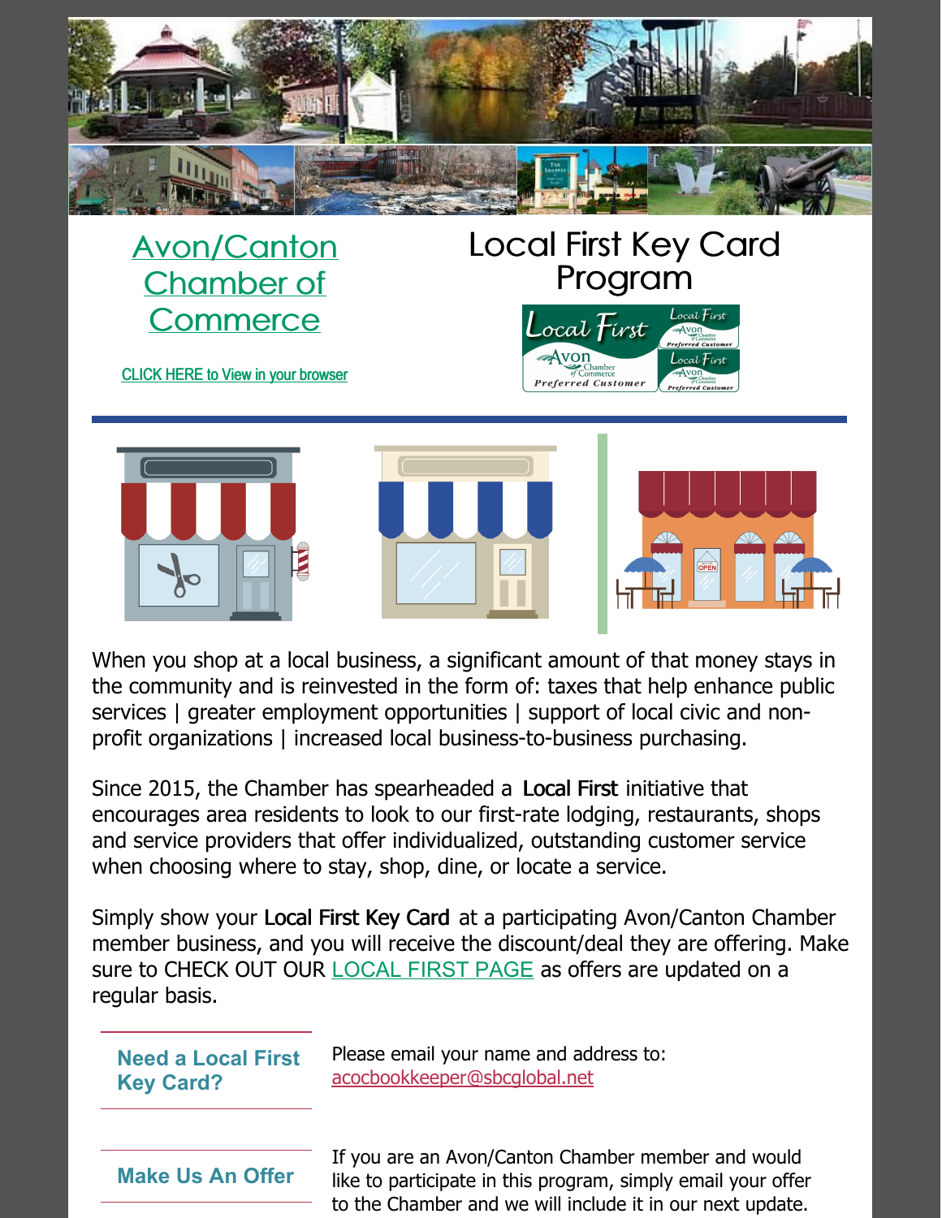# Avon/Canton Chamber of Commerce

CLICK HERE to View in your browser

# Local First Key Card Program

When you shop at a local business, a significant amount of that money stays in the community and is reinvested in the form of: taxes that help enhance public services | greater employment opportunities | support of local civic and non-profit organizations | increased local business-to-business purchasing.

Since 2015, the Chamber has spearheaded a **Local First** initiative that encourages area residents to look to our first-rate lodging, restaurants, shops and service providers that offer individualized, outstanding customer service when choosing where to stay, shop, dine, or locate a service.

Simply show your **Local First Key Card** at a participating Avon/Canton Chamber member business, and you will receive the discount/deal they are offering. Make sure to CHECK OUT OUR LOCAL FIRST PAGE as offers are updated on a regular basis.

### Need a Local First Key Card?

Please email your name and address to: acocbookkeeper@sbcglobal.net

### Make Us An Offer

If you are an Avon/Canton Chamber member and would like to participate in this program, simply email your offer to the Chamber and we will include it in our next update.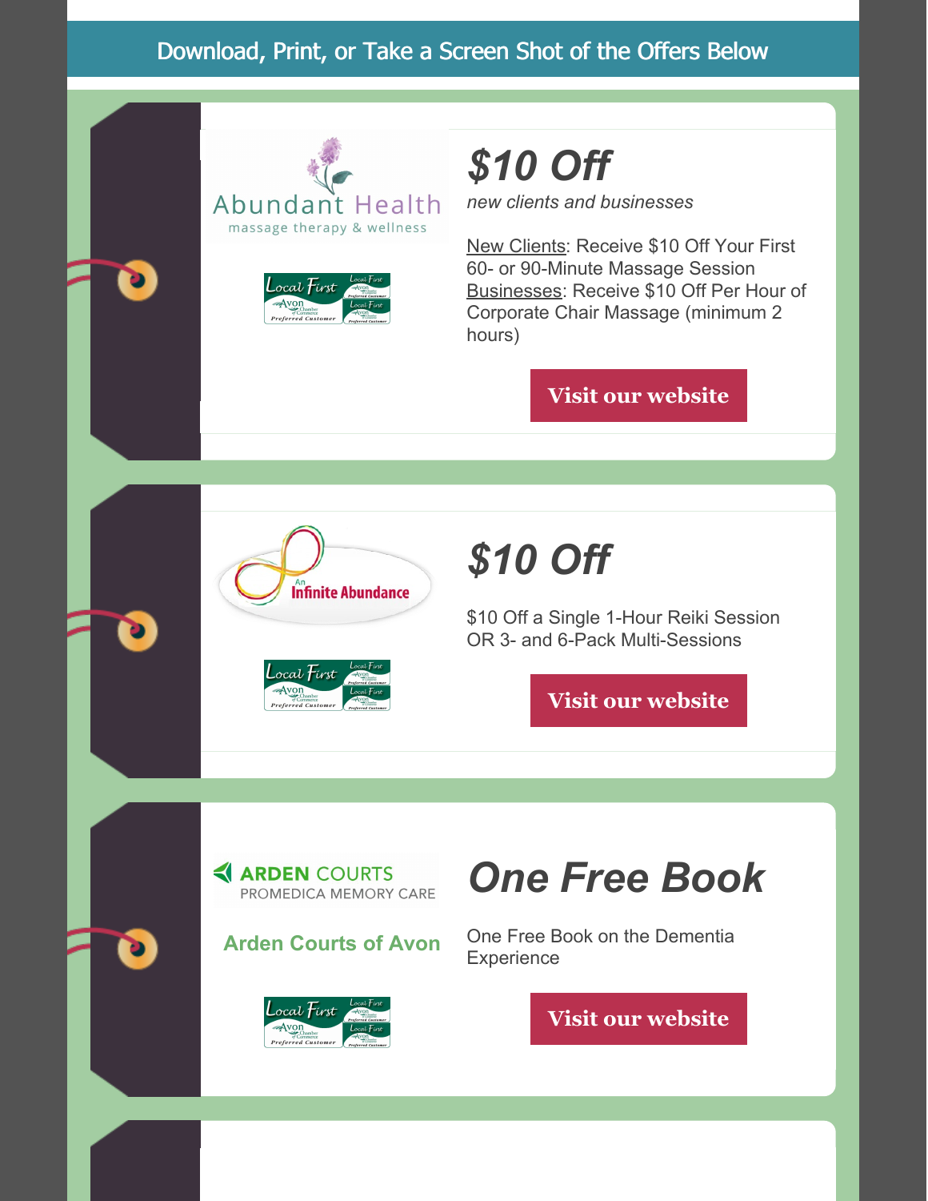Download, Print, or Take a Screen Shot of the Offers Below

Abundant Health
massage therapy & wellness

Local First Avon Chamber of Commerce Preferred Customer

## *$10 Off*

*new clients and businesses*

New Clients: Receive $10 Off Your First 60- or 90-Minute Massage Session
Businesses: Receive $10 Off Per Hour of Corporate Chair Massage (minimum 2 hours)

**Visit our website**

An Infinite Abundance

Local First Avon Chamber of Commerce Preferred Customer

## *$10 Off*

$10 Off a Single 1-Hour Reiki Session OR 3- and 6-Pack Multi-Sessions

**Visit our website**

ARDEN COURTS
PROMEDICA MEMORY CARE

**Arden Courts of Avon**

Local First Avon Chamber of Commerce Preferred Customer

## *One Free Book*

One Free Book on the Dementia Experience

**Visit our website**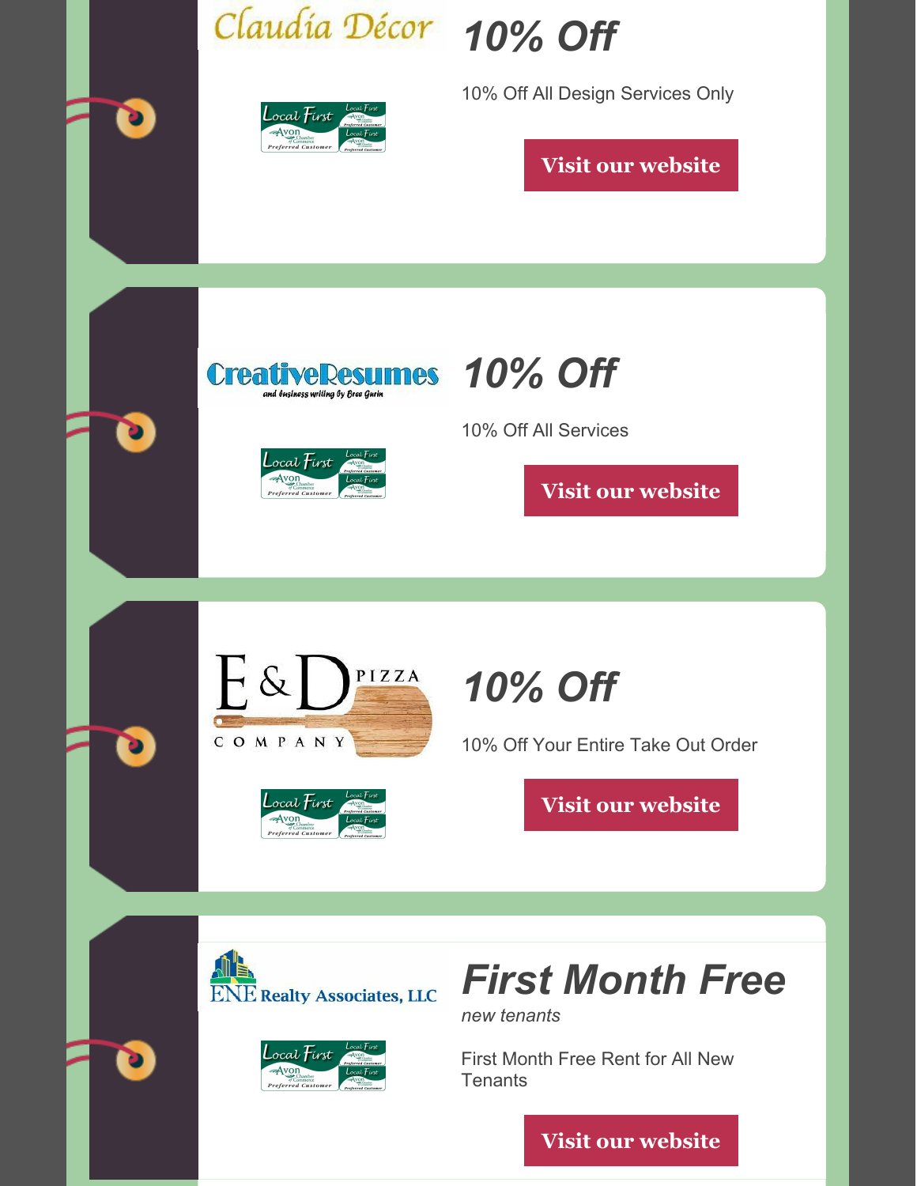Claudia Décor

## 10% Off

10% Off All Design Services Only

Visit our website

---

CreativeResumes
and business writing by Bree Gurin

## 10% Off

10% Off All Services

Visit our website

---

E & D PIZZA COMPANY

## 10% Off

10% Off Your Entire Take Out Order

Visit our website

---

ENE Realty Associates, LLC

## First Month Free

*new tenants*

First Month Free Rent for All New Tenants

Visit our website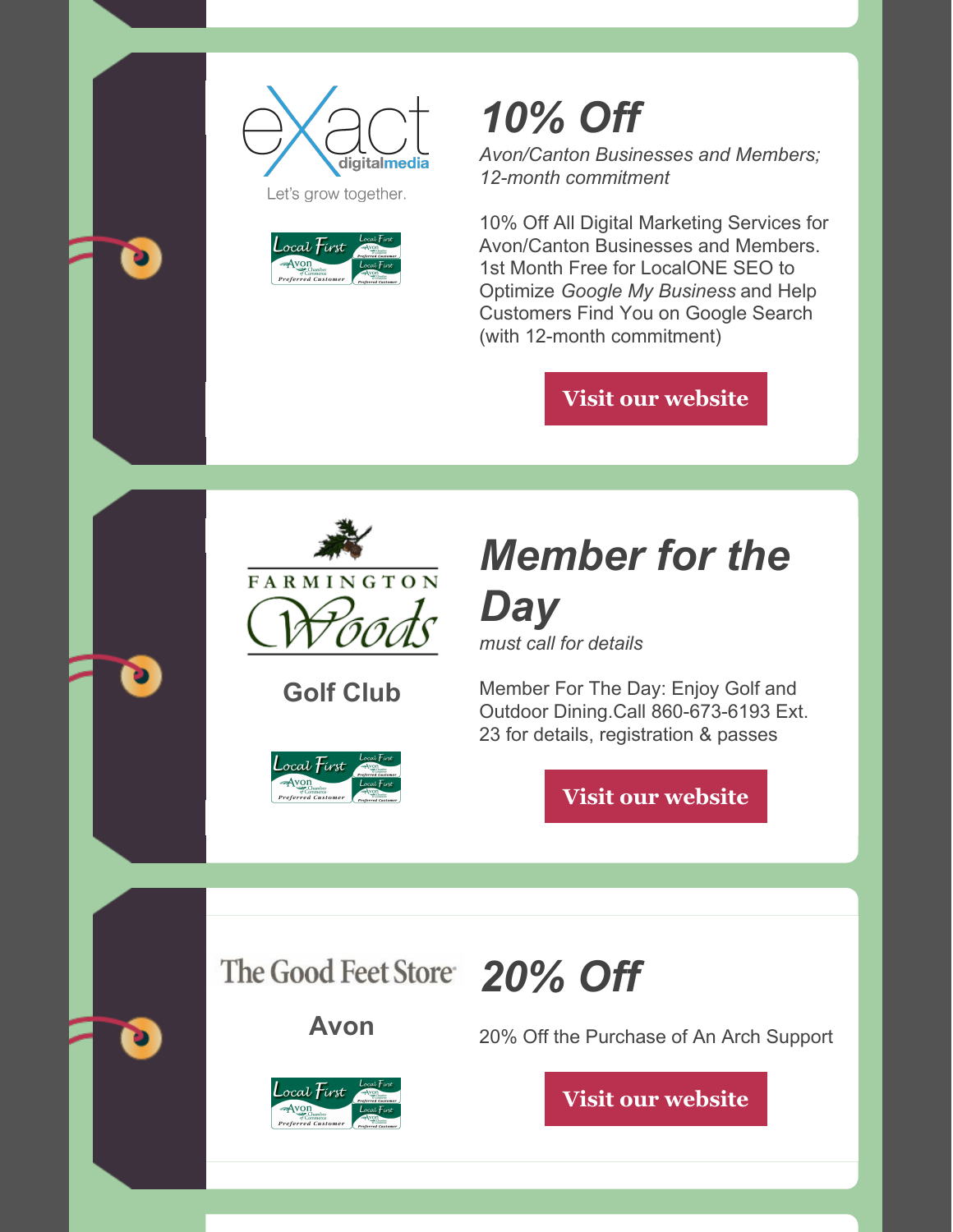exact digitalmedia

Let's grow together.

Local First Avon Chamber of Commerce Preferred Customer

## 10% Off

*Avon/Canton Businesses and Members; 12-month commitment*

10% Off All Digital Marketing Services for Avon/Canton Businesses and Members. 1st Month Free for LocalONE SEO to Optimize *Google My Business* and Help Customers Find You on Google Search (with 12-month commitment)

**Visit our website**

---

FARMINGTON Woods

Golf Club

Local First Avon Chamber of Commerce Preferred Customer

## Member for the Day

*must call for details*

Member For The Day: Enjoy Golf and Outdoor Dining.Call 860-673-6193 Ext. 23 for details, registration & passes

**Visit our website**

---

The Good Feet Store

Avon

Local First Avon Chamber of Commerce Preferred Customer

## 20% Off

20% Off the Purchase of An Arch Support

**Visit our website**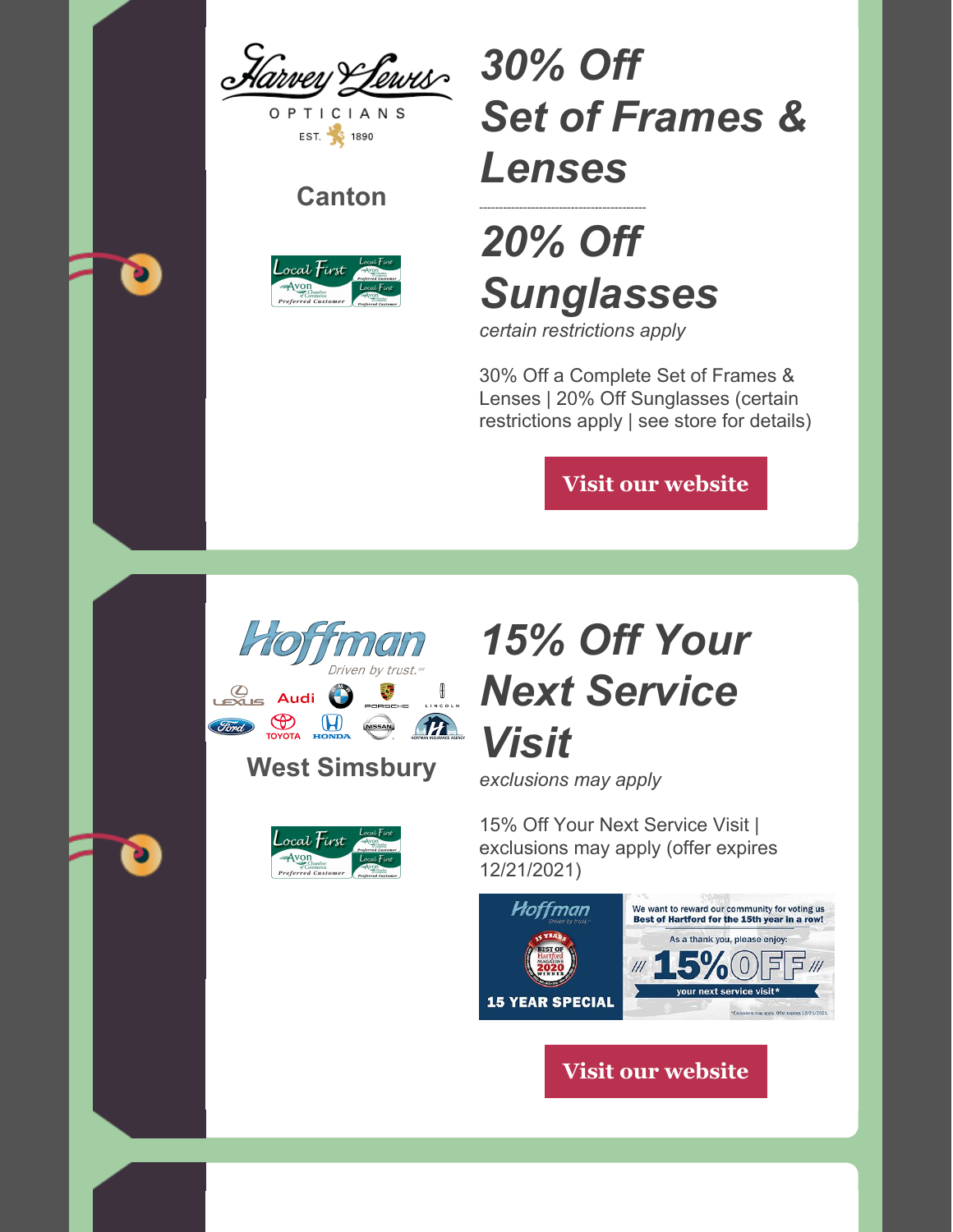Harvey & Lewis Opticians EST. 1890

Canton

Local First Avon Chamber of Commerce Preferred Customer

## *30% Off Set of Frames & Lenses*

---

## *20% Off Sunglasses*

*certain restrictions apply*

30% Off a Complete Set of Frames & Lenses | 20% Off Sunglasses (certain restrictions apply | see store for details)

**Visit our website**

Hoffman Driven by trust.

Lexus Audi BMW Porsche Lincoln Ford Toyota Honda Nissan Hoffman Insurance Agency

West Simsbury

Local First Avon Chamber of Commerce Preferred Customer

## *15% Off Your Next Service Visit*

*exclusions may apply*

15% Off Your Next Service Visit | exclusions may apply (offer expires 12/21/2021)

Hoffman Driven by trust. 15 Years Best of Hartford Magazine 2020 Winner. 15 YEAR SPECIAL. We want to reward our community for voting us Best of Hartford for the 15th year in a row! As a thank you, please enjoy: 15% OFF your next service visit* *Exclusions may apply. Offer expires 12/21/2021.

**Visit our website**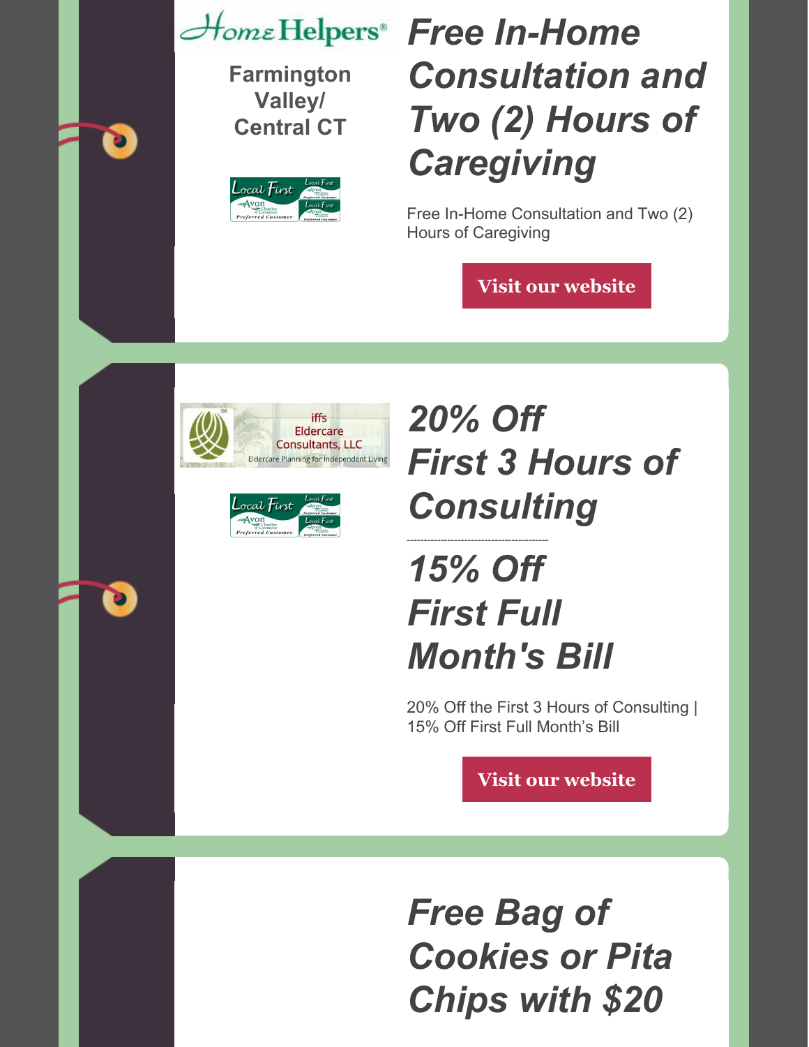HomeHelpers®

**Farmington Valley/ Central CT**

## *Free In-Home Consultation and Two (2) Hours of Caregiving*

Free In-Home Consultation and Two (2) Hours of Caregiving

**Visit our website**

iffs Eldercare Consultants, LLC
Eldercare Planning for Independent Living

## *20% Off First 3 Hours of Consulting*

---

## *15% Off First Full Month's Bill*

20% Off the First 3 Hours of Consulting | 15% Off First Full Month's Bill

**Visit our website**

## *Free Bag of Cookies or Pita Chips with $20*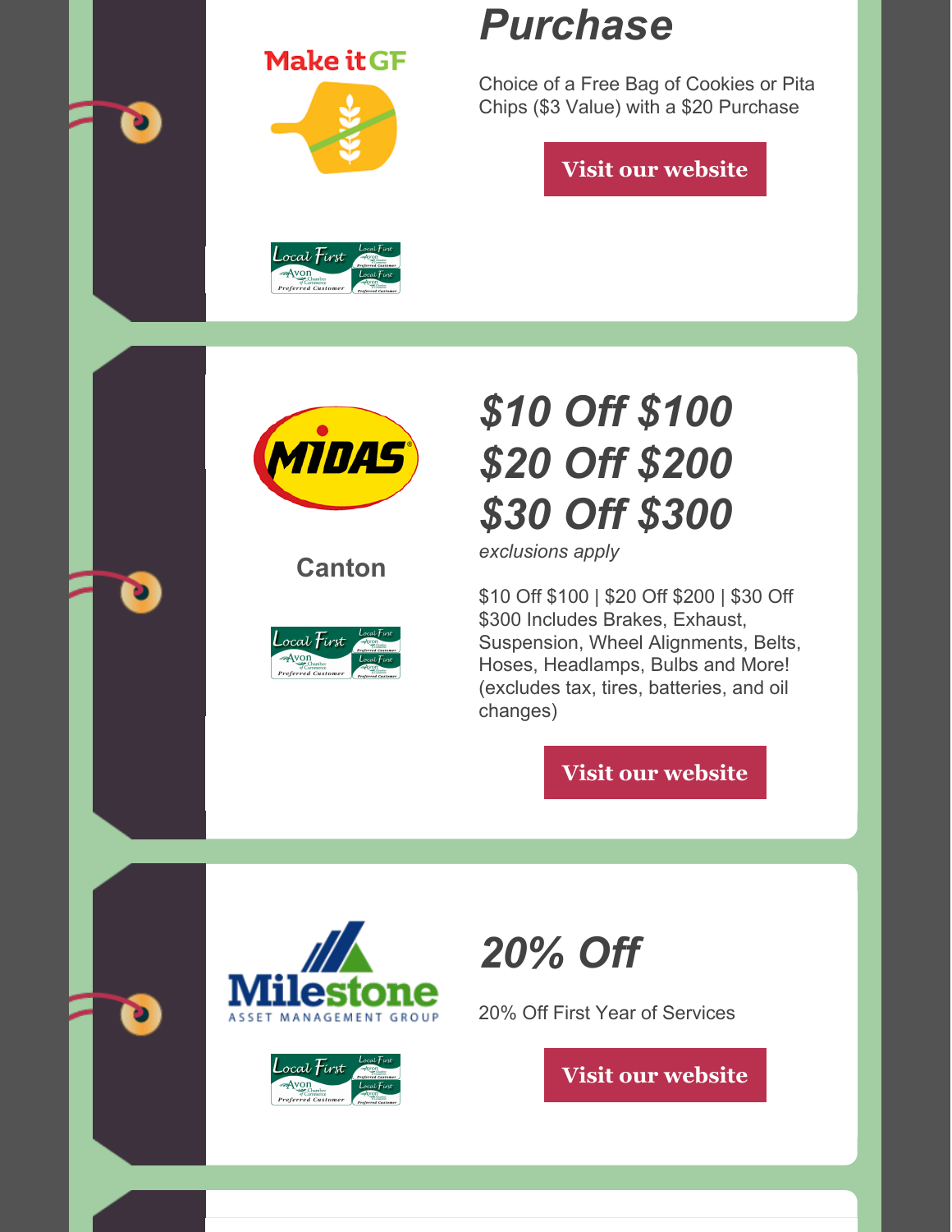## Purchase

Make it GF

Choice of a Free Bag of Cookies or Pita Chips ($3 Value) with a $20 Purchase

Visit our website

Local First Avon Chamber of Commerce Preferred Customer

---

MIDAS

Canton

Local First Avon Chamber of Commerce Preferred Customer

## *$10 Off $100*
## *$20 Off $200*
## *$30 Off $300*

*exclusions apply*

$10 Off $100 | $20 Off $200 | $30 Off $300 Includes Brakes, Exhaust, Suspension, Wheel Alignments, Belts, Hoses, Headlamps, Bulbs and More! (excludes tax, tires, batteries, and oil changes)

Visit our website

---

Milestone ASSET MANAGEMENT GROUP

Local First Avon Chamber of Commerce Preferred Customer

## *20% Off*

20% Off First Year of Services

Visit our website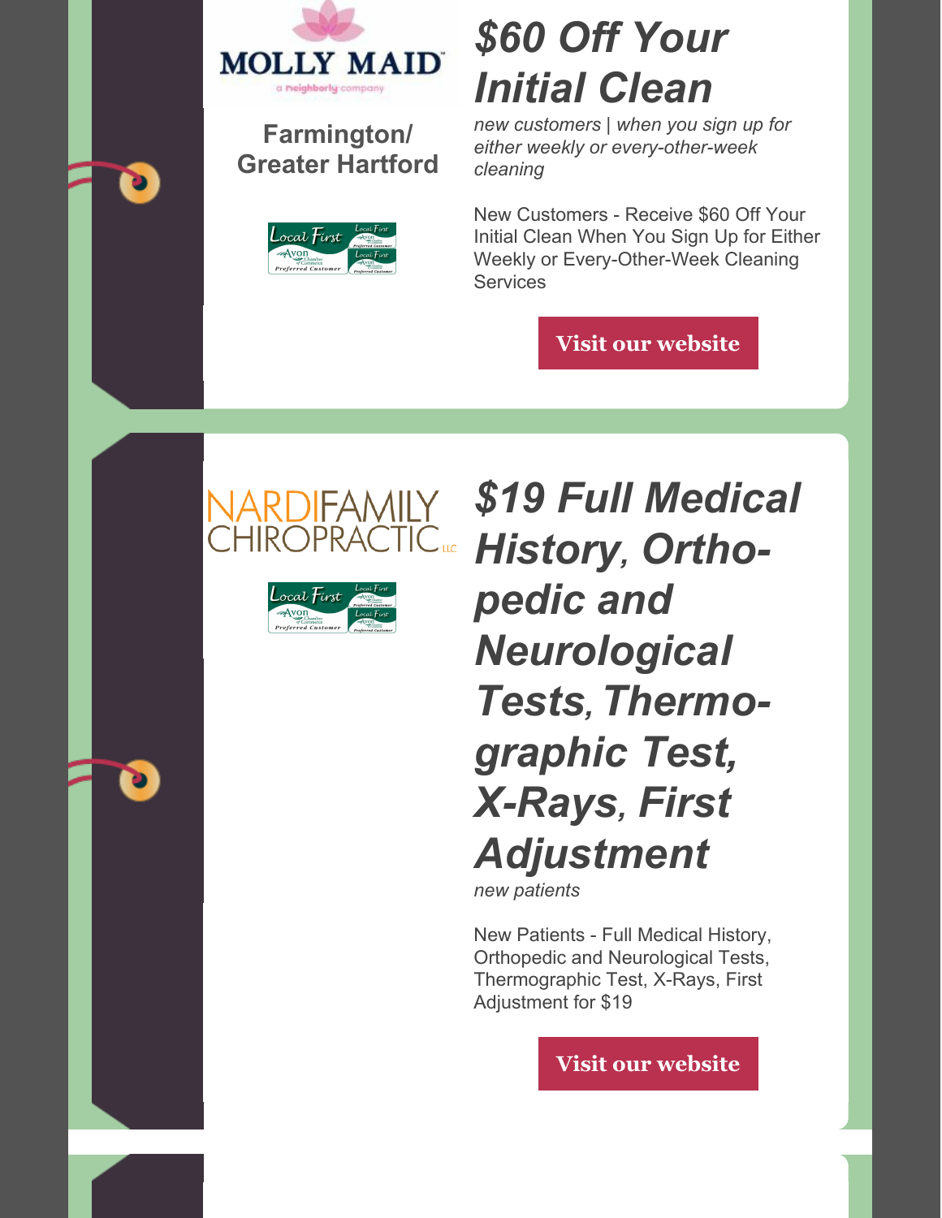MOLLY MAID

a neighborly company

**Farmington/ Greater Hartford**

Local First Avon Chamber of Commerce Preferred Customer

## *$60 Off Your Initial Clean*

*new customers | when you sign up for either weekly or every-other-week cleaning*

New Customers - Receive $60 Off Your Initial Clean When You Sign Up for Either Weekly or Every-Other-Week Cleaning Services

**Visit our website**

NARDI FAMILY CHIROPRACTIC LLC

Local First Avon Chamber of Commerce Preferred Customer

## *$19 Full Medical History, Orthopedic and Neurological Tests, Thermographic Test, X-Rays, First Adjustment*

*new patients*

New Patients - Full Medical History, Orthopedic and Neurological Tests, Thermographic Test, X-Rays, First Adjustment for $19

**Visit our website**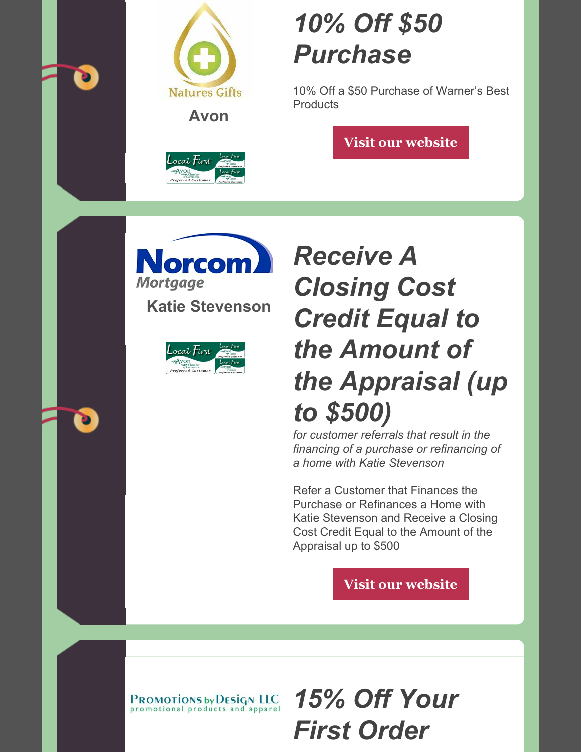Natures Gifts

**Avon**

Local First Avon Chamber of Commerce Preferred Customer

## *10% Off $50 Purchase*

10% Off a $50 Purchase of Warner's Best Products

**Visit our website**

Norcom Mortgage

**Katie Stevenson**

Local First Avon Chamber of Commerce Preferred Customer

## *Receive A Closing Cost Credit Equal to the Amount of the Appraisal (up to $500)*

*for customer referrals that result in the financing of a purchase or refinancing of a home with Katie Stevenson*

Refer a Customer that Finances the Purchase or Refinances a Home with Katie Stevenson and Receive a Closing Cost Credit Equal to the Amount of the Appraisal up to $500

**Visit our website**

Promotions by Design LLC promotional products and apparel

## *15% Off Your First Order*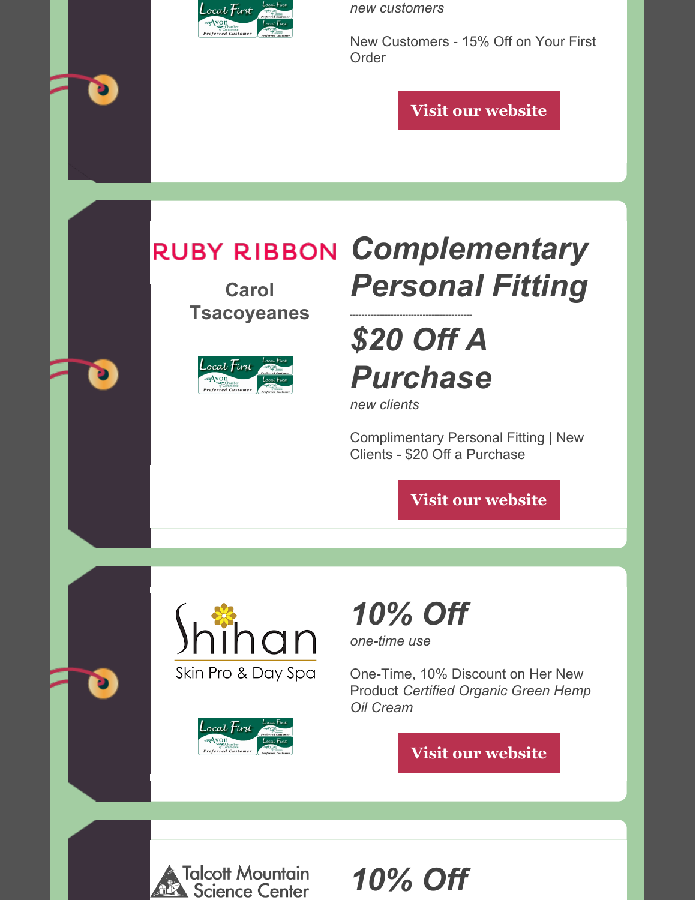*new customers*

New Customers - 15% Off on Your First Order

Visit our website

RUBY RIBBON

Carol Tsacoyeanes

## *Complementary Personal Fitting*

---

## *$20 Off A Purchase*

*new clients*

Complimentary Personal Fitting | New Clients - $20 Off a Purchase

Visit our website

Shihan Skin Pro & Day Spa

## *10% Off*

*one-time use*

One-Time, 10% Discount on Her New Product *Certified Organic Green Hemp Oil Cream*

Visit our website

Talcott Mountain Science Center

## *10% Off*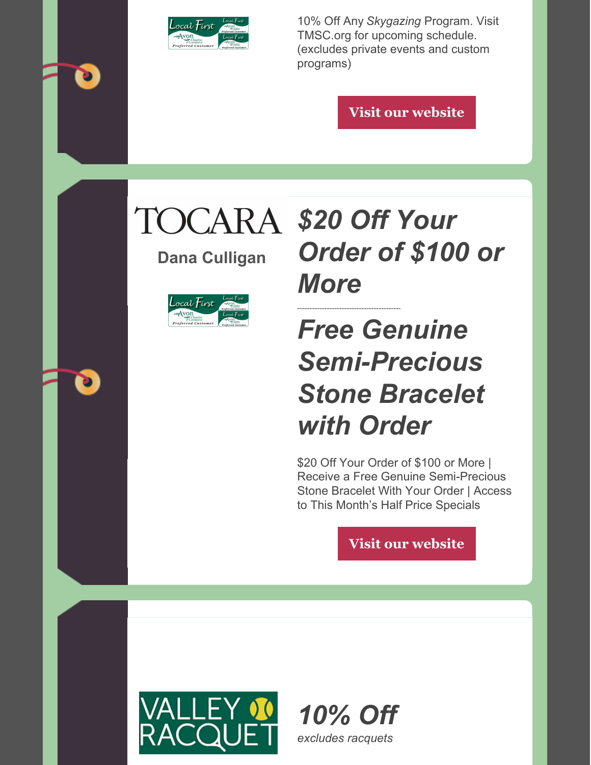10% Off Any *Skygazing* Program. Visit TMSC.org for upcoming schedule. (excludes private events and custom programs)

Visit our website

---

TOCARA

**Dana Culligan**

## *$20 Off Your Order of $100 or More*

---

## *Free Genuine Semi-Precious Stone Bracelet with Order*

$20 Off Your Order of $100 or More | Receive a Free Genuine Semi-Precious Stone Bracelet With Your Order | Access to This Month's Half Price Specials

Visit our website

---

VALLEY RACQUET

## *10% Off*

*excludes racquets*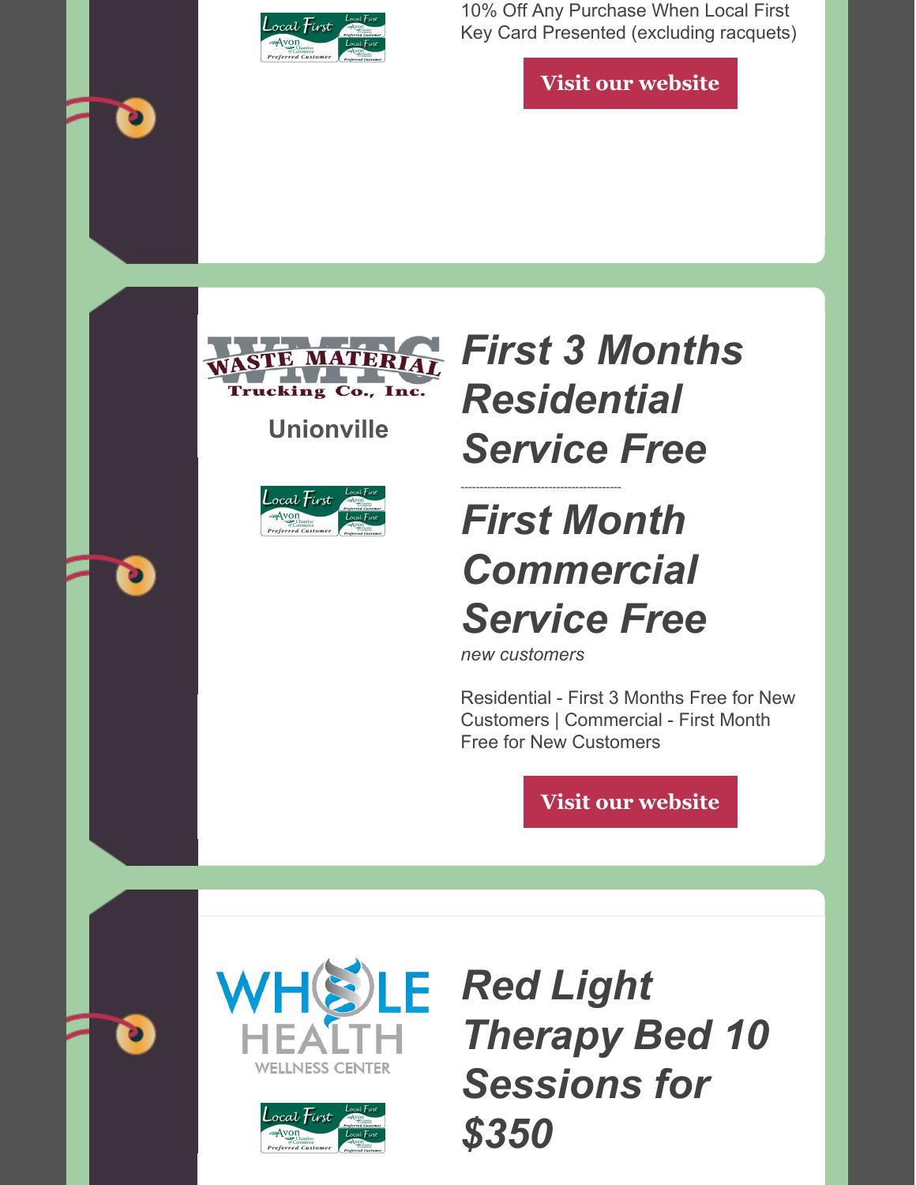10% Off Any Purchase When Local First Key Card Presented (excluding racquets)

Visit our website

WASTE MATERIAL Trucking Co., Inc.

Unionville

## *First 3 Months Residential Service Free*

---

## *First Month Commercial Service Free*

*new customers*

Residential - First 3 Months Free for New Customers | Commercial - First Month Free for New Customers

Visit our website

WHOLE HEALTH WELLNESS CENTER

## *Red Light Therapy Bed 10 Sessions for $350*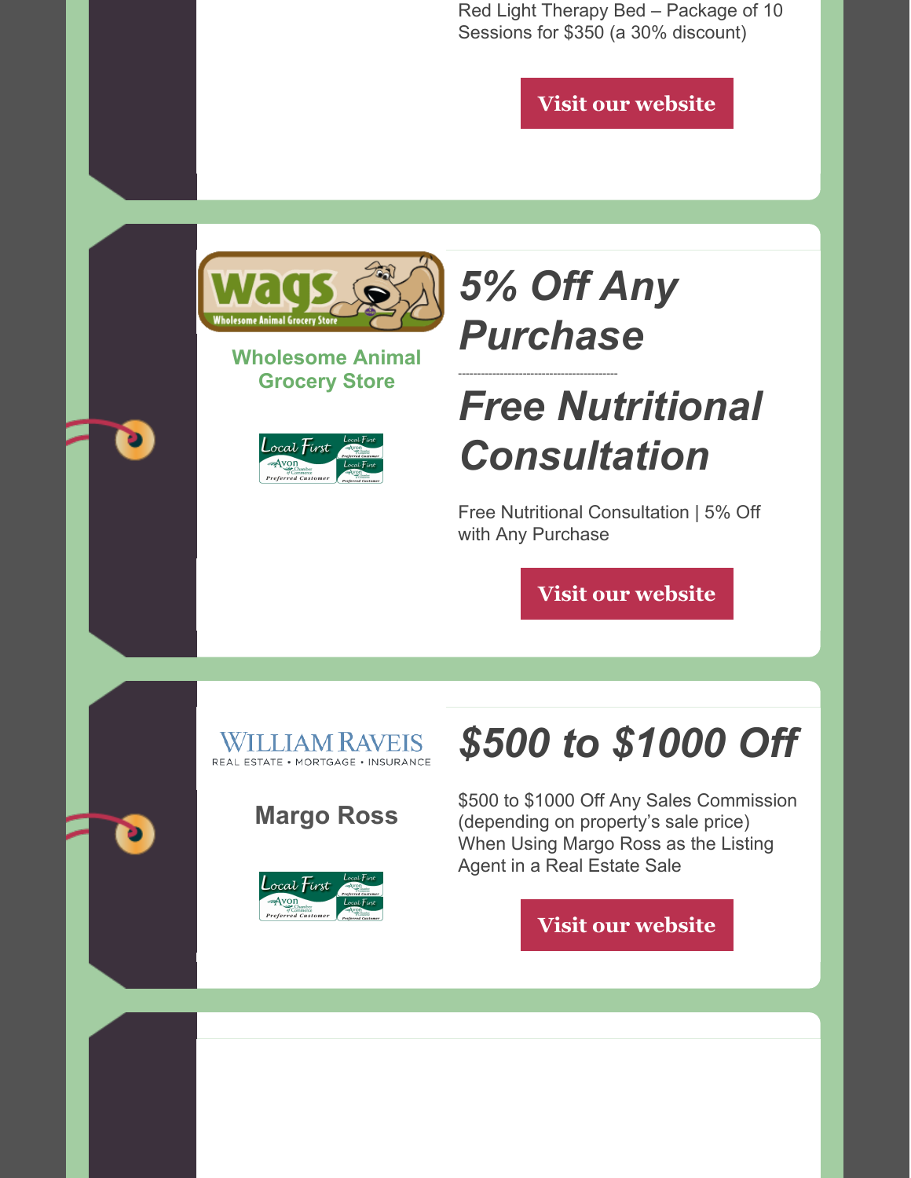Red Light Therapy Bed – Package of 10 Sessions for $350 (a 30% discount)

Visit our website

Wholesome Animal Grocery Store

## *5% Off Any Purchase*

---

## *Free Nutritional Consultation*

Free Nutritional Consultation | 5% Off with Any Purchase

Visit our website

WILLIAM RAVEIS
REAL ESTATE • MORTGAGE • INSURANCE

**Margo Ross**

## *$500 to $1000 Off*

$500 to $1000 Off Any Sales Commission (depending on property's sale price) When Using Margo Ross as the Listing Agent in a Real Estate Sale

Visit our website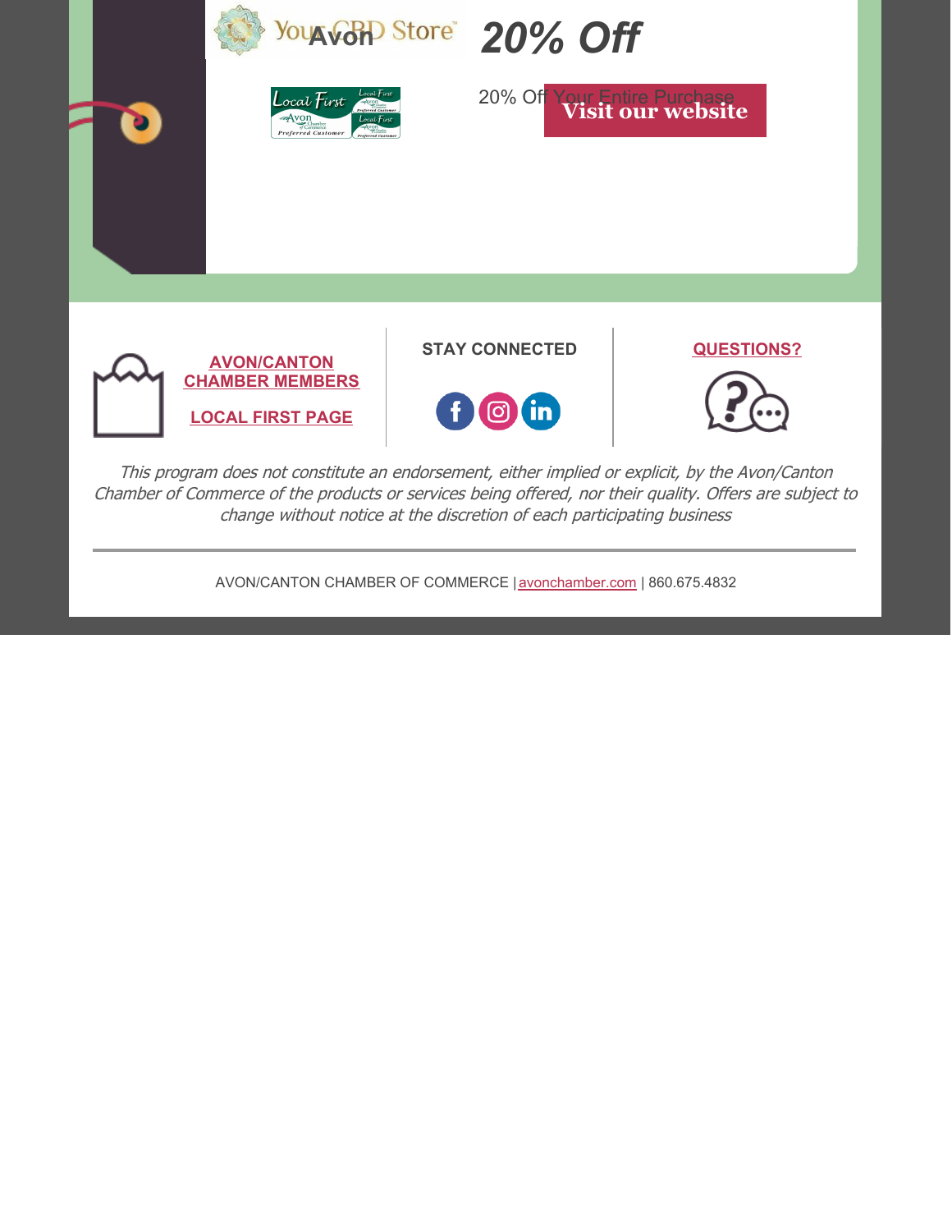Your CBD Store

Avon

## 20% Off

20% Off Your Entire Purchase

Visit our website

AVON/CANTON CHAMBER MEMBERS

LOCAL FIRST PAGE

**STAY CONNECTED**

QUESTIONS?

*This program does not constitute an endorsement, either implied or explicit, by the Avon/Canton Chamber of Commerce of the products or services being offered, nor their quality. Offers are subject to change without notice at the discretion of each participating business*

---

AVON/CANTON CHAMBER OF COMMERCE | avonchamber.com | 860.675.4832